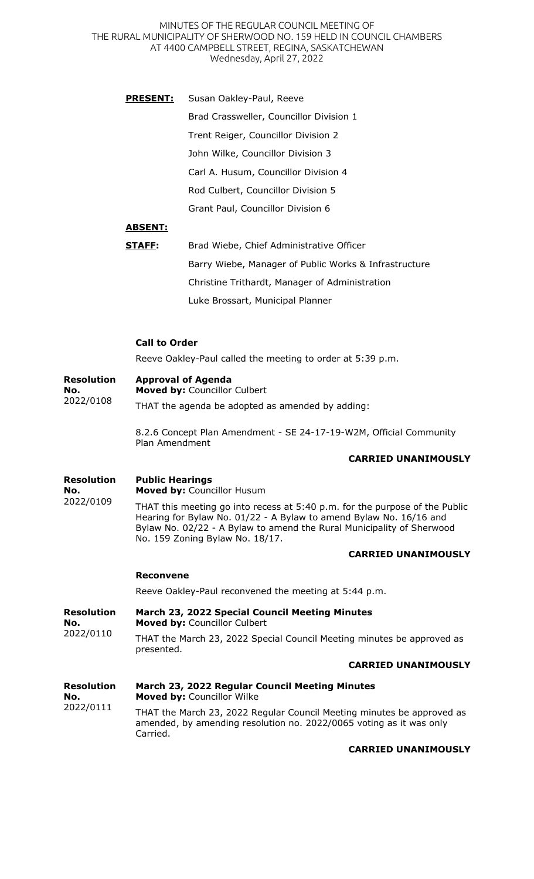MINUTES OF THE REGULAR COUNCIL MEETING OF
THE RURAL MUNICIPALITY OF SHERWOOD NO. 159 HELD IN COUNCIL CHAMBERS
AT 4400 CAMPBELL STREET, REGINA, SASKATCHEWAN
Wednesday, April 27, 2022

**PRESENT:** Susan Oakley-Paul, Reeve
Brad Crassweller, Councillor Division 1
Trent Reiger, Councillor Division 2
John Wilke, Councillor Division 3
Carl A. Husum, Councillor Division 4
Rod Culbert, Councillor Division 5
Grant Paul, Councillor Division 6

**ABSENT:**

**STAFF:** Brad Wiebe, Chief Administrative Officer
Barry Wiebe, Manager of Public Works & Infrastructure
Christine Trithardt, Manager of Administration
Luke Brossart, Municipal Planner

**Call to Order**

Reeve Oakley-Paul called the meeting to order at 5:39 p.m.

**Resolution No.** 2022/0108

**Approval of Agenda**
**Moved by:** Councillor Culbert

THAT the agenda be adopted as amended by adding:

8.2.6 Concept Plan Amendment - SE 24-17-19-W2M, Official Community Plan Amendment

**CARRIED UNANIMOUSLY**

**Resolution No.** 2022/0109

**Public Hearings**
**Moved by:** Councillor Husum

THAT this meeting go into recess at 5:40 p.m. for the purpose of the Public Hearing for Bylaw No. 01/22 - A Bylaw to amend Bylaw No. 16/16 and Bylaw No. 02/22 - A Bylaw to amend the Rural Municipality of Sherwood No. 159 Zoning Bylaw No. 18/17.

**CARRIED UNANIMOUSLY**

**Reconvene**

Reeve Oakley-Paul reconvened the meeting at 5:44 p.m.

**Resolution No.** 2022/0110

**March 23, 2022 Special Council Meeting Minutes**
**Moved by:** Councillor Culbert

THAT the March 23, 2022 Special Council Meeting minutes be approved as presented.

**CARRIED UNANIMOUSLY**

**Resolution No.** 2022/0111

**March 23, 2022 Regular Council Meeting Minutes**
**Moved by:** Councillor Wilke

THAT the March 23, 2022 Regular Council Meeting minutes be approved as amended, by amending resolution no. 2022/0065 voting as it was only Carried.

**CARRIED UNANIMOUSLY**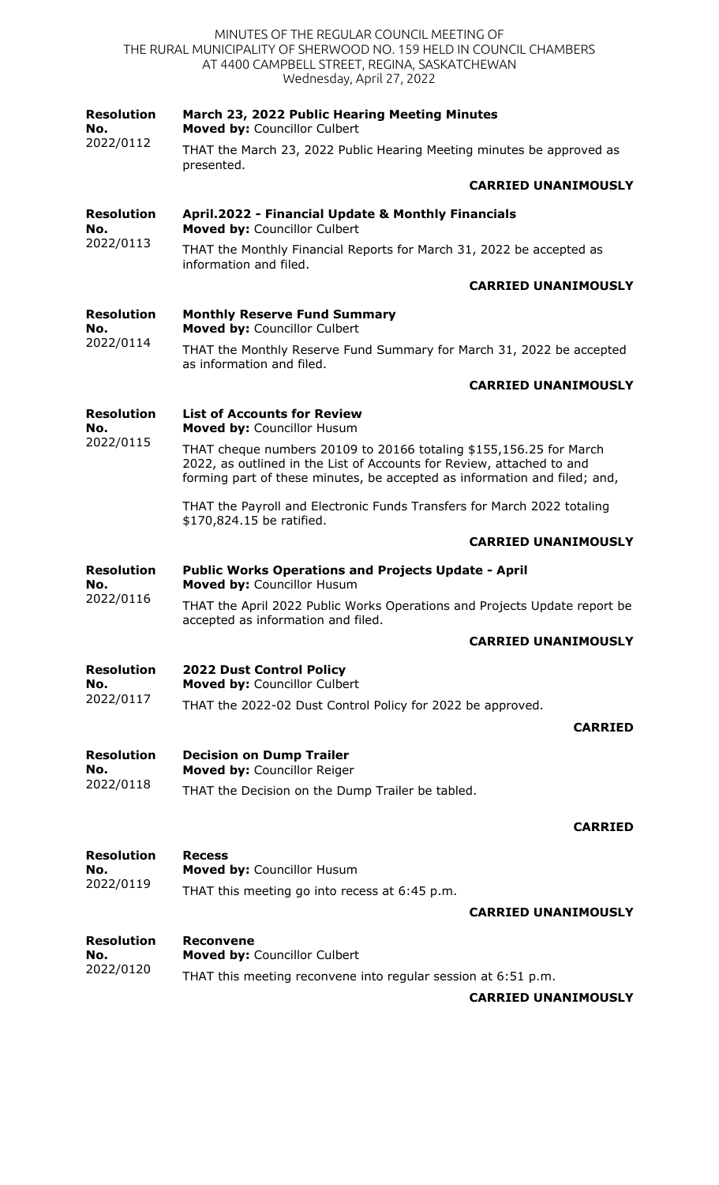MINUTES OF THE REGULAR COUNCIL MEETING OF THE RURAL MUNICIPALITY OF SHERWOOD NO. 159 HELD IN COUNCIL CHAMBERS AT 4400 CAMPBELL STREET, REGINA, SASKATCHEWAN
Wednesday, April 27, 2022

**Resolution No.** 2022/0112

**March 23, 2022 Public Hearing Meeting Minutes**
**Moved by:** Councillor Culbert

THAT the March 23, 2022 Public Hearing Meeting minutes be approved as presented.

**CARRIED UNANIMOUSLY**

**Resolution No.** 2022/0113

**April.2022 - Financial Update & Monthly Financials**
**Moved by:** Councillor Culbert

THAT the Monthly Financial Reports for March 31, 2022 be accepted as information and filed.

**CARRIED UNANIMOUSLY**

**Resolution No.** 2022/0114

**Monthly Reserve Fund Summary**
**Moved by:** Councillor Culbert

THAT the Monthly Reserve Fund Summary for March 31, 2022 be accepted as information and filed.

**CARRIED UNANIMOUSLY**

**Resolution No.** 2022/0115

**List of Accounts for Review**
**Moved by:** Councillor Husum

THAT cheque numbers 20109 to 20166 totaling $155,156.25 for March 2022, as outlined in the List of Accounts for Review, attached to and forming part of these minutes, be accepted as information and filed; and,

THAT the Payroll and Electronic Funds Transfers for March 2022 totaling $170,824.15 be ratified.

**CARRIED UNANIMOUSLY**

**Resolution No.** 2022/0116

**Public Works Operations and Projects Update - April**
**Moved by:** Councillor Husum

THAT the April 2022 Public Works Operations and Projects Update report be accepted as information and filed.

**CARRIED UNANIMOUSLY**

**Resolution No.** 2022/0117

**2022 Dust Control Policy**
**Moved by:** Councillor Culbert

THAT the 2022-02 Dust Control Policy for 2022 be approved.

**CARRIED**

**Resolution No.** 2022/0118

**Decision on Dump Trailer**
**Moved by:** Councillor Reiger

THAT the Decision on the Dump Trailer be tabled.

**CARRIED**

**Resolution No.** 2022/0119

**Recess**
**Moved by:** Councillor Husum

THAT this meeting go into recess at 6:45 p.m.

**CARRIED UNANIMOUSLY**

**Resolution No.** 2022/0120

**Reconvene**
**Moved by:** Councillor Culbert

THAT this meeting reconvene into regular session at 6:51 p.m.

**CARRIED UNANIMOUSLY**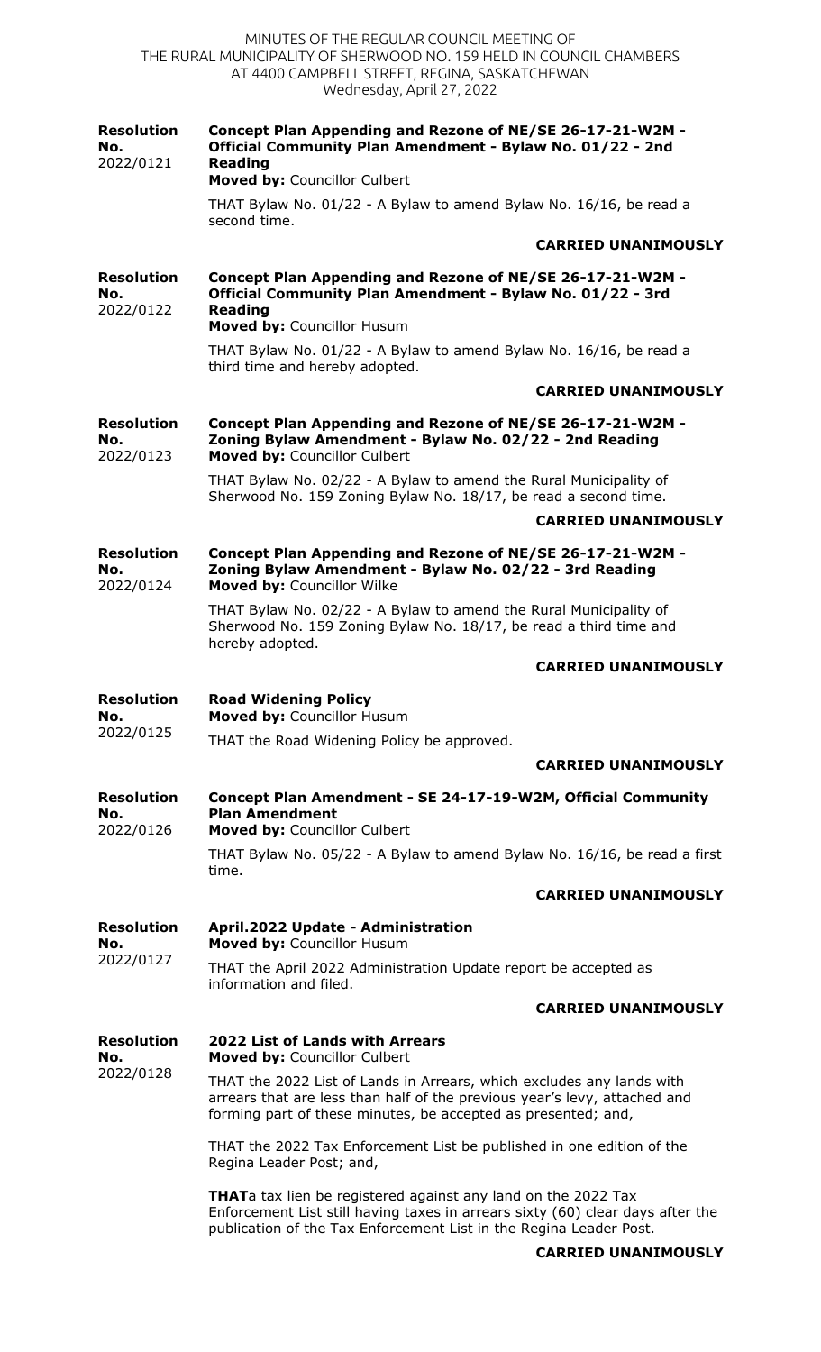| | |
|---|---|
| **Resolution No.** 2022/0121 | **Concept Plan Appending and Rezone of NE/SE 26-17-21-W2M - Official Community Plan Amendment - Bylaw No. 01/22 - 2nd Reading**<br>**Moved by:** Councillor Culbert<br><br>THAT Bylaw No. 01/22 - A Bylaw to amend Bylaw No. 16/16, be read a second time.<br><br>**CARRIED UNANIMOUSLY** |
| **Resolution No.** 2022/0122 | **Concept Plan Appending and Rezone of NE/SE 26-17-21-W2M - Official Community Plan Amendment - Bylaw No. 01/22 - 3rd Reading**<br>**Moved by:** Councillor Husum<br><br>THAT Bylaw No. 01/22 - A Bylaw to amend Bylaw No. 16/16, be read a third time and hereby adopted.<br><br>**CARRIED UNANIMOUSLY** |
| **Resolution No.** 2022/0123 | **Concept Plan Appending and Rezone of NE/SE 26-17-21-W2M - Zoning Bylaw Amendment - Bylaw No. 02/22 - 2nd Reading**<br>**Moved by:** Councillor Culbert<br><br>THAT Bylaw No. 02/22 - A Bylaw to amend the Rural Municipality of Sherwood No. 159 Zoning Bylaw No. 18/17, be read a second time.<br><br>**CARRIED UNANIMOUSLY** |
| **Resolution No.** 2022/0124 | **Concept Plan Appending and Rezone of NE/SE 26-17-21-W2M - Zoning Bylaw Amendment - Bylaw No. 02/22 - 3rd Reading**<br>**Moved by:** Councillor Wilke<br><br>THAT Bylaw No. 02/22 - A Bylaw to amend the Rural Municipality of Sherwood No. 159 Zoning Bylaw No. 18/17, be read a third time and hereby adopted.<br><br>**CARRIED UNANIMOUSLY** |
| **Resolution No.** 2022/0125 | **Road Widening Policy**<br>**Moved by:** Councillor Husum<br><br>THAT the Road Widening Policy be approved.<br><br>**CARRIED UNANIMOUSLY** |
| **Resolution No.** 2022/0126 | **Concept Plan Amendment - SE 24-17-19-W2M, Official Community Plan Amendment**<br>**Moved by:** Councillor Culbert<br><br>THAT Bylaw No. 05/22 - A Bylaw to amend Bylaw No. 16/16, be read a first time.<br><br>**CARRIED UNANIMOUSLY** |
| **Resolution No.** 2022/0127 | **April.2022 Update - Administration**<br>**Moved by:** Councillor Husum<br><br>THAT the April 2022 Administration Update report be accepted as information and filed.<br><br>**CARRIED UNANIMOUSLY** |
| **Resolution No.** 2022/0128 | **2022 List of Lands with Arrears**<br>**Moved by:** Councillor Culbert<br><br>THAT the 2022 List of Lands in Arrears, which excludes any lands with arrears that are less than half of the previous year's levy, attached and forming part of these minutes, be accepted as presented; and,<br><br>THAT the 2022 Tax Enforcement List be published in one edition of the Regina Leader Post; and,<br><br>**THAT**a tax lien be registered against any land on the 2022 Tax Enforcement List still having taxes in arrears sixty (60) clear days after the publication of the Tax Enforcement List in the Regina Leader Post.<br><br>**CARRIED UNANIMOUSLY** |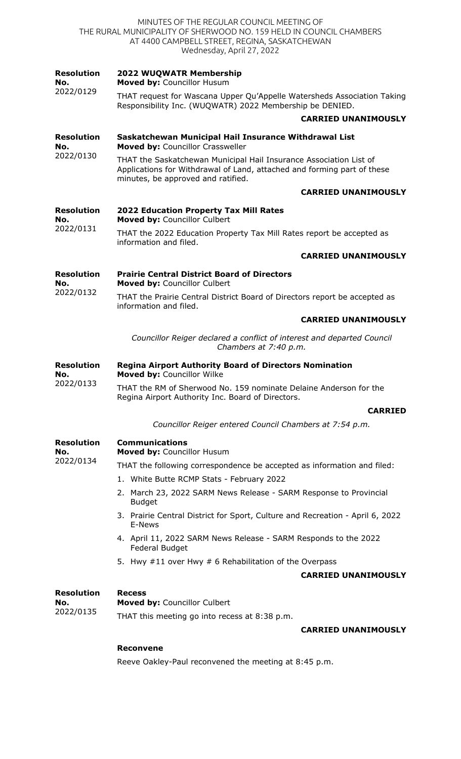MINUTES OF THE REGULAR COUNCIL MEETING OF
THE RURAL MUNICIPALITY OF SHERWOOD NO. 159 HELD IN COUNCIL CHAMBERS
AT 4400 CAMPBELL STREET, REGINA, SASKATCHEWAN
Wednesday, April 27, 2022

**Resolution No.** 2022/0129

**2022 WUQWATR Membership**
**Moved by:** Councillor Husum

THAT request for Wascana Upper Qu'Appelle Watersheds Association Taking Responsibility Inc. (WUQWATR) 2022 Membership be DENIED.

**CARRIED UNANIMOUSLY**

**Resolution No.** 2022/0130

**Saskatchewan Municipal Hail Insurance Withdrawal List**
**Moved by:** Councillor Crassweller

THAT the Saskatchewan Municipal Hail Insurance Association List of Applications for Withdrawal of Land, attached and forming part of these minutes, be approved and ratified.

**CARRIED UNANIMOUSLY**

**Resolution No.** 2022/0131

**2022 Education Property Tax Mill Rates**
**Moved by:** Councillor Culbert

THAT the 2022 Education Property Tax Mill Rates report be accepted as information and filed.

**CARRIED UNANIMOUSLY**

**Resolution No.** 2022/0132

**Prairie Central District Board of Directors**
**Moved by:** Councillor Culbert

THAT the Prairie Central District Board of Directors report be accepted as information and filed.

**CARRIED UNANIMOUSLY**

*Councillor Reiger declared a conflict of interest and departed Council Chambers at 7:40 p.m.*

**Resolution No.** 2022/0133

**Regina Airport Authority Board of Directors Nomination**
**Moved by:** Councillor Wilke

THAT the RM of Sherwood No. 159 nominate Delaine Anderson for the Regina Airport Authority Inc. Board of Directors.

**CARRIED**

*Councillor Reiger entered Council Chambers at 7:54 p.m.*

**Resolution No.** 2022/0134

**Communications**
**Moved by:** Councillor Husum

THAT the following correspondence be accepted as information and filed:

1. White Butte RCMP Stats - February 2022
2. March 23, 2022 SARM News Release - SARM Response to Provincial Budget
3. Prairie Central District for Sport, Culture and Recreation - April 6, 2022 E-News
4. April 11, 2022 SARM News Release - SARM Responds to the 2022 Federal Budget
5. Hwy #11 over Hwy # 6 Rehabilitation of the Overpass

**CARRIED UNANIMOUSLY**

**Resolution No.** 2022/0135

**Recess**
**Moved by:** Councillor Culbert

THAT this meeting go into recess at 8:38 p.m.

**CARRIED UNANIMOUSLY**

**Reconvene**

Reeve Oakley-Paul reconvened the meeting at 8:45 p.m.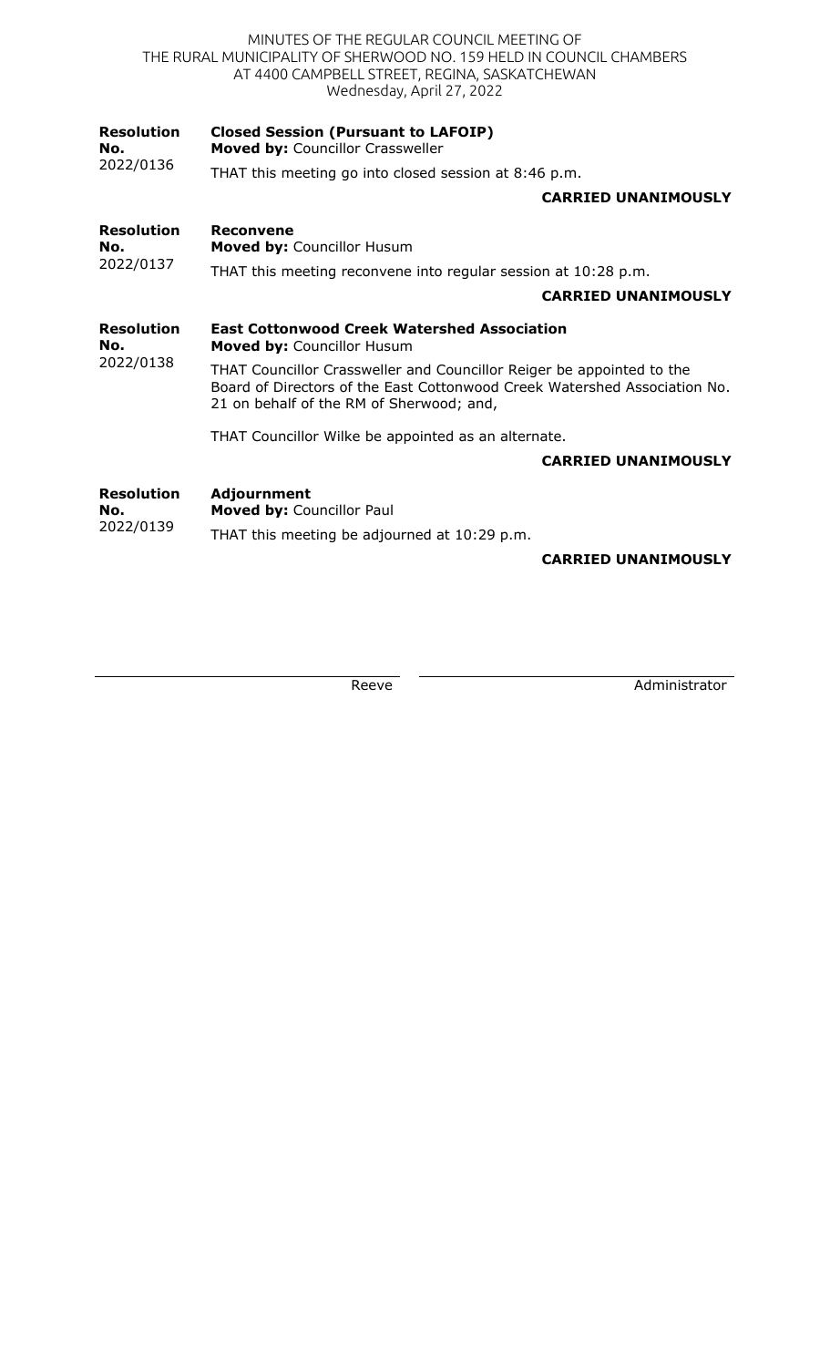| | | |
|---|---|---|
| **Resolution No.** 2022/0136 | **Closed Session (Pursuant to LAFOIP)**<br>**Moved by:** Councillor Crassweller<br><br>THAT this meeting go into closed session at 8:46 p.m.<br><br>**CARRIED UNANIMOUSLY** | |
| **Resolution No.** 2022/0137 | **Reconvene**<br>**Moved by:** Councillor Husum<br><br>THAT this meeting reconvene into regular session at 10:28 p.m.<br><br>**CARRIED UNANIMOUSLY** | |
| **Resolution No.** 2022/0138 | **East Cottonwood Creek Watershed Association**<br>**Moved by:** Councillor Husum<br><br>THAT Councillor Crassweller and Councillor Reiger be appointed to the Board of Directors of the East Cottonwood Creek Watershed Association No. 21 on behalf of the RM of Sherwood; and,<br><br>THAT Councillor Wilke be appointed as an alternate.<br><br>**CARRIED UNANIMOUSLY** | |
| **Resolution No.** 2022/0139 | **Adjournment**<br>**Moved by:** Councillor Paul<br><br>THAT this meeting be adjourned at 10:29 p.m.<br><br>**CARRIED UNANIMOUSLY** | |

Reeve

Administrator